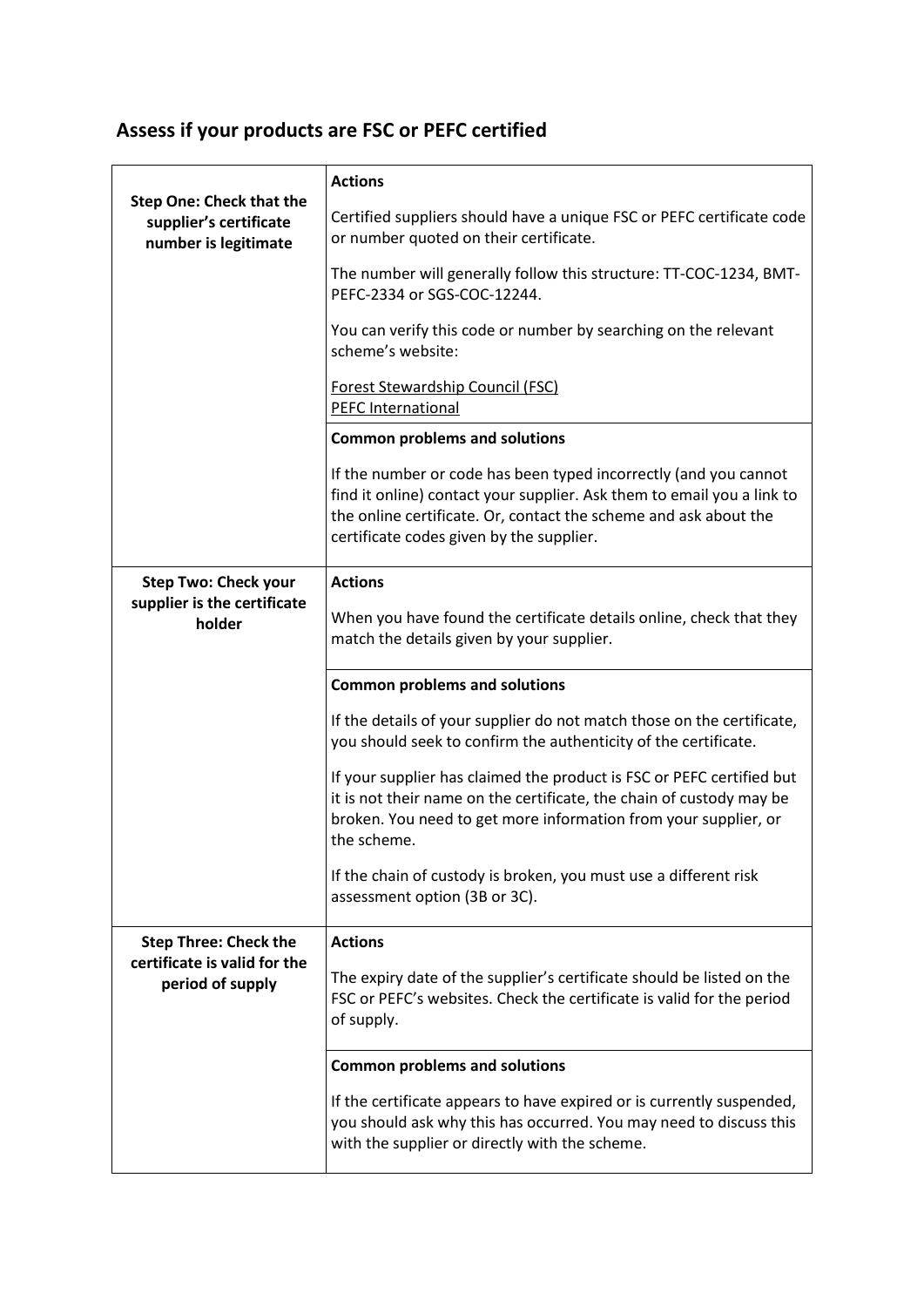## Assess if your products are FSC or PEFC certified

| | |
|---|---|
| **Step One: Check that the supplier's certificate number is legitimate** | **Actions**<br><br>Certified suppliers should have a unique FSC or PEFC certificate code or number quoted on their certificate.<br><br>The number will generally follow this structure: TT-COC-1234, BMT-PEFC-2334 or SGS-COC-12244.<br><br>You can verify this code or number by searching on the relevant scheme's website:<br><br>Forest Stewardship Council (FSC)<br>PEFC International |
| | **Common problems and solutions**<br><br>If the number or code has been typed incorrectly (and you cannot find it online) contact your supplier. Ask them to email you a link to the online certificate. Or, contact the scheme and ask about the certificate codes given by the supplier. |
| **Step Two: Check your supplier is the certificate holder** | **Actions**<br><br>When you have found the certificate details online, check that they match the details given by your supplier. |
| | **Common problems and solutions**<br><br>If the details of your supplier do not match those on the certificate, you should seek to confirm the authenticity of the certificate.<br><br>If your supplier has claimed the product is FSC or PEFC certified but it is not their name on the certificate, the chain of custody may be broken. You need to get more information from your supplier, or the scheme.<br><br>If the chain of custody is broken, you must use a different risk assessment option (3B or 3C). |
| **Step Three: Check the certificate is valid for the period of supply** | **Actions**<br><br>The expiry date of the supplier's certificate should be listed on the FSC or PEFC's websites. Check the certificate is valid for the period of supply. |
| | **Common problems and solutions**<br><br>If the certificate appears to have expired or is currently suspended, you should ask why this has occurred. You may need to discuss this with the supplier or directly with the scheme. |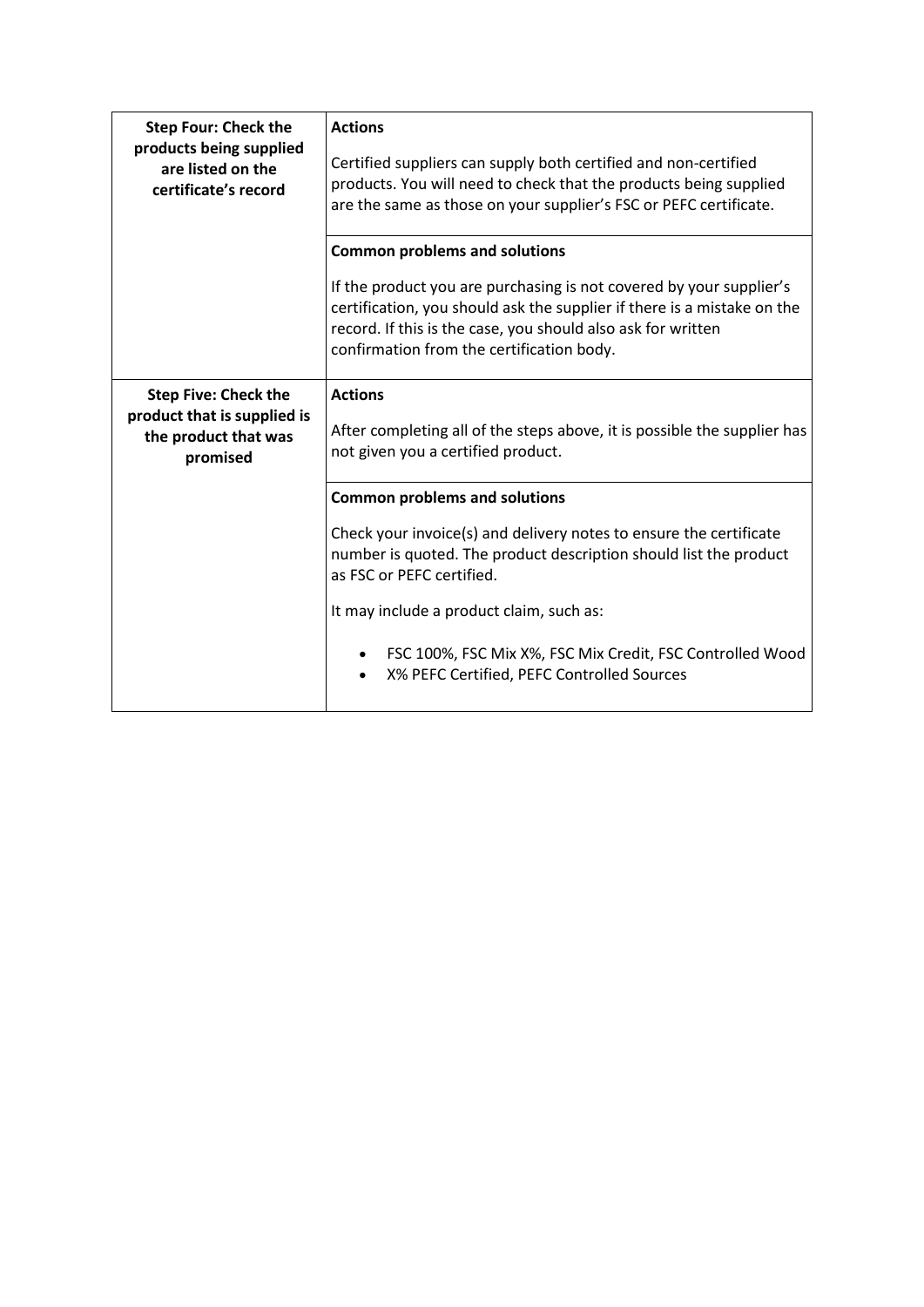| | |
|---|---|
| **Step Four: Check the products being supplied are listed on the certificate's record** | **Actions**<br><br>Certified suppliers can supply both certified and non-certified products. You will need to check that the products being supplied are the same as those on your supplier's FSC or PEFC certificate. |
| | **Common problems and solutions**<br><br>If the product you are purchasing is not covered by your supplier's certification, you should ask the supplier if there is a mistake on the record. If this is the case, you should also ask for written confirmation from the certification body. |
| **Step Five: Check the product that is supplied is the product that was promised** | **Actions**<br><br>After completing all of the steps above, it is possible the supplier has not given you a certified product. |
| | **Common problems and solutions**<br><br>Check your invoice(s) and delivery notes to ensure the certificate number is quoted. The product description should list the product as FSC or PEFC certified.<br><br>It may include a product claim, such as:<br><br>• FSC 100%, FSC Mix X%, FSC Mix Credit, FSC Controlled Wood<br>• X% PEFC Certified, PEFC Controlled Sources |